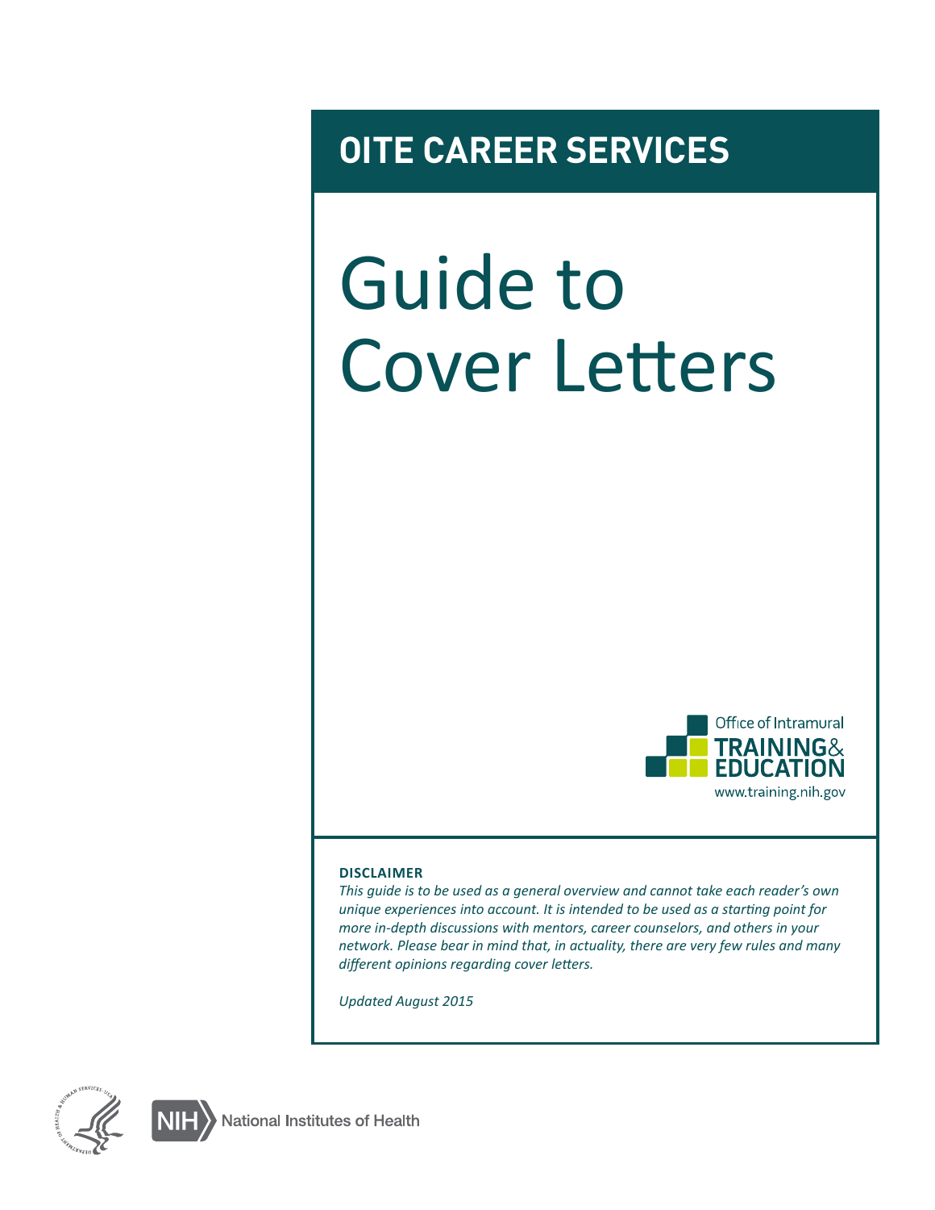OITE CAREER SERVICES

# Guide to Cover Letters

Office of Intramural
TRAINING & EDUCATION
www.training.nih.gov

**DISCLAIMER**

*This guide is to be used as a general overview and cannot take each reader's own unique experiences into account. It is intended to be used as a starting point for more in-depth discussions with mentors, career counselors, and others in your network. Please bear in mind that, in actuality, there are very few rules and many different opinions regarding cover letters.*

*Updated August 2015*

NIH National Institutes of Health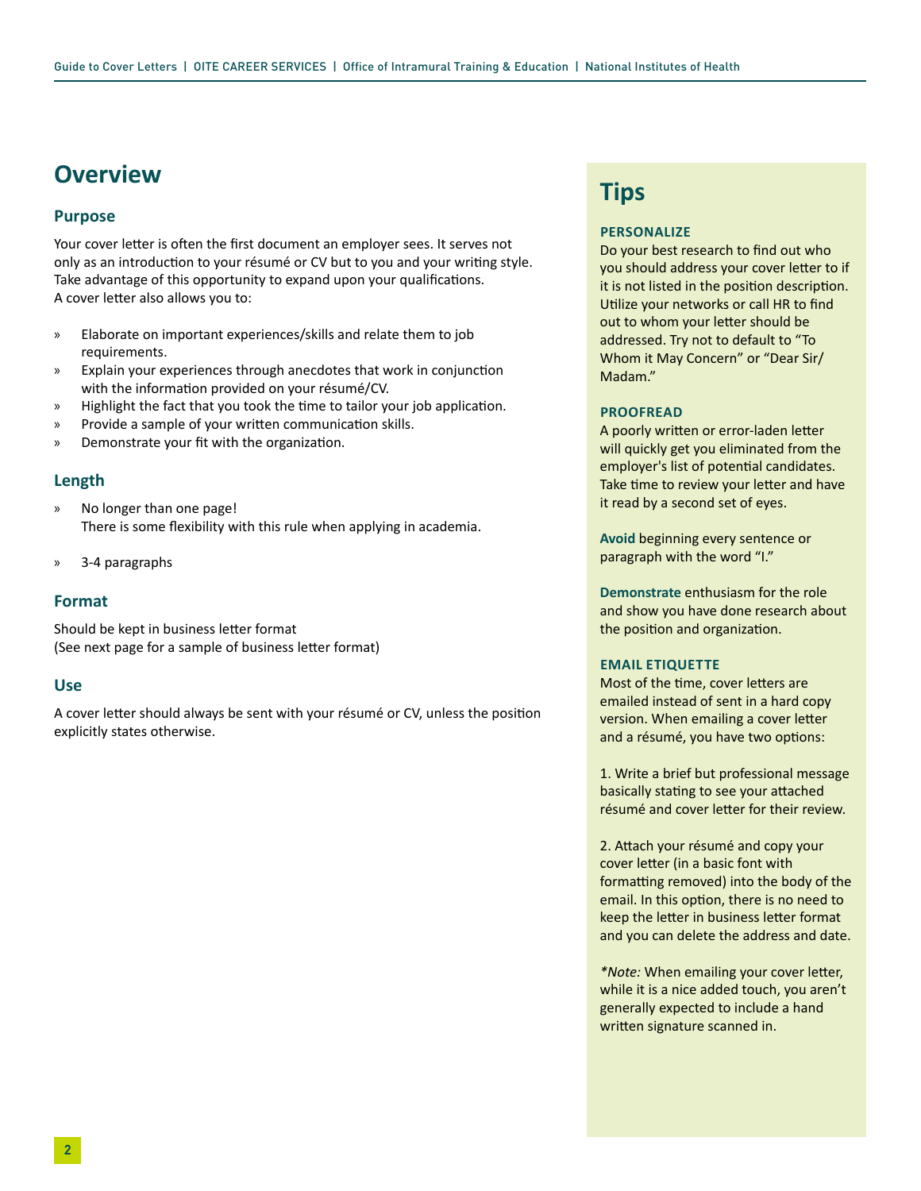# Overview

## Purpose

Your cover letter is often the first document an employer sees. It serves not only as an introduction to your résumé or CV but to you and your writing style. Take advantage of this opportunity to expand upon your qualifications. A cover letter also allows you to:

- Elaborate on important experiences/skills and relate them to job requirements.
- Explain your experiences through anecdotes that work in conjunction with the information provided on your résumé/CV.
- Highlight the fact that you took the time to tailor your job application.
- Provide a sample of your written communication skills.
- Demonstrate your fit with the organization.

## Length

- No longer than one page!
  There is some flexibility with this rule when applying in academia.
- 3-4 paragraphs

## Format

Should be kept in business letter format
(See next page for a sample of business letter format)

## Use

A cover letter should always be sent with your résumé or CV, unless the position explicitly states otherwise.

# Tips

### PERSONALIZE

Do your best research to find out who you should address your cover letter to if it is not listed in the position description. Utilize your networks or call HR to find out to whom your letter should be addressed. Try not to default to "To Whom it May Concern" or "Dear Sir/Madam."

### PROOFREAD

A poorly written or error-laden letter will quickly get you eliminated from the employer's list of potential candidates. Take time to review your letter and have it read by a second set of eyes.

**Avoid** beginning every sentence or paragraph with the word "I."

**Demonstrate** enthusiasm for the role and show you have done research about the position and organization.

### EMAIL ETIQUETTE

Most of the time, cover letters are emailed instead of sent in a hard copy version. When emailing a cover letter and a résumé, you have two options:

1. Write a brief but professional message basically stating to see your attached résumé and cover letter for their review.

2. Attach your résumé and copy your cover letter (in a basic font with formatting removed) into the body of the email. In this option, there is no need to keep the letter in business letter format and you can delete the address and date.

**Note:* When emailing your cover letter, while it is a nice added touch, you aren't generally expected to include a hand written signature scanned in.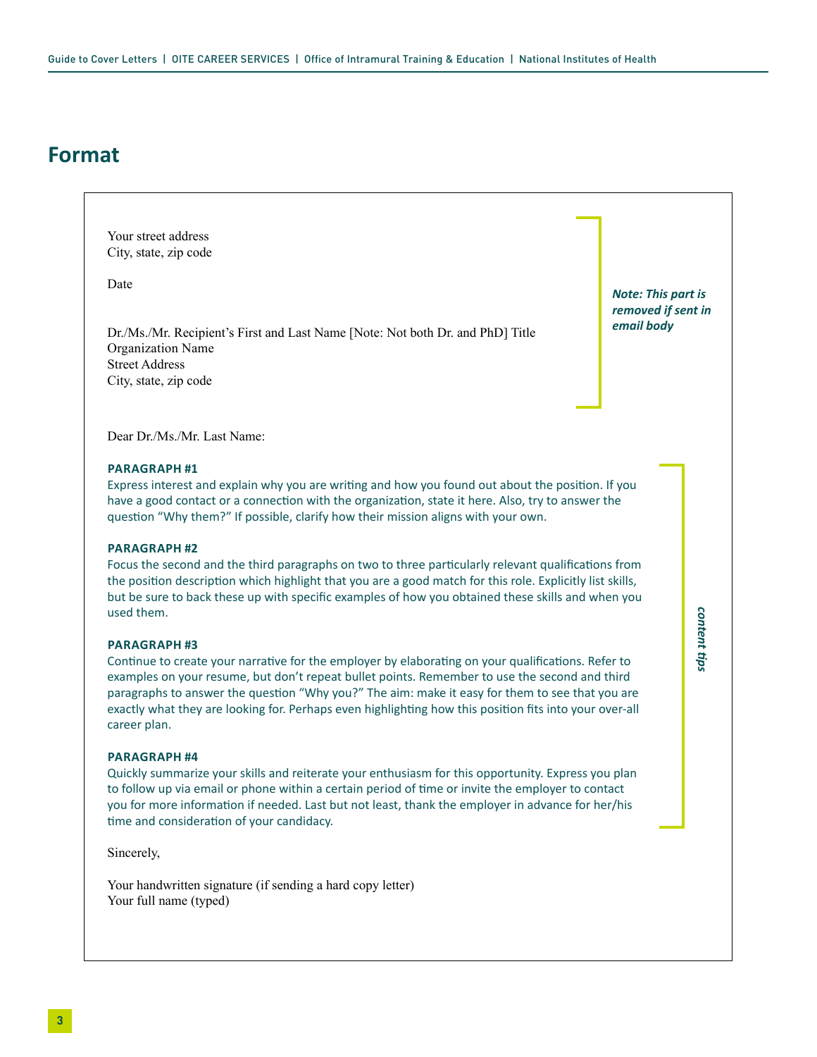# Format

Your street address
City, state, zip code

Date

Dr./Ms./Mr. Recipient's First and Last Name [Note: Not both Dr. and PhD] Title
Organization Name
Street Address
City, state, zip code

***Note: This part is removed if sent in email body***

Dear Dr./Ms./Mr. Last Name:

**PARAGRAPH #1**

Express interest and explain why you are writing and how you found out about the position. If you have a good contact or a connection with the organization, state it here. Also, try to answer the question "Why them?" If possible, clarify how their mission aligns with your own.

**PARAGRAPH #2**

Focus the second and the third paragraphs on two to three particularly relevant qualifications from the position description which highlight that you are a good match for this role. Explicitly list skills, but be sure to back these up with specific examples of how you obtained these skills and when you used them.

**PARAGRAPH #3**

Continue to create your narrative for the employer by elaborating on your qualifications. Refer to examples on your resume, but don't repeat bullet points. Remember to use the second and third paragraphs to answer the question "Why you?" The aim: make it easy for them to see that you are exactly what they are looking for. Perhaps even highlighting how this position fits into your over-all career plan.

**PARAGRAPH #4**

Quickly summarize your skills and reiterate your enthusiasm for this opportunity. Express you plan to follow up via email or phone within a certain period of time or invite the employer to contact you for more information if needed. Last but not least, thank the employer in advance for her/his time and consideration of your candidacy.

***content tips***

Sincerely,

Your handwritten signature (if sending a hard copy letter)
Your full name (typed)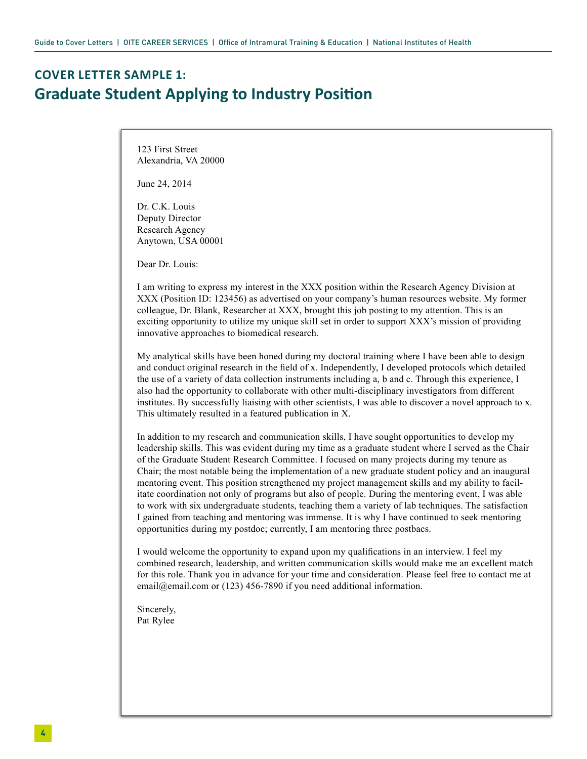## COVER LETTER SAMPLE 1:
## Graduate Student Applying to Industry Position

123 First Street
Alexandria, VA 20000

June 24, 2014

Dr. C.K. Louis
Deputy Director
Research Agency
Anytown, USA 00001

Dear Dr. Louis:

I am writing to express my interest in the XXX position within the Research Agency Division at XXX (Position ID: 123456) as advertised on your company's human resources website. My former colleague, Dr. Blank, Researcher at XXX, brought this job posting to my attention. This is an exciting opportunity to utilize my unique skill set in order to support XXX's mission of providing innovative approaches to biomedical research.

My analytical skills have been honed during my doctoral training where I have been able to design and conduct original research in the field of x. Independently, I developed protocols which detailed the use of a variety of data collection instruments including a, b and c. Through this experience, I also had the opportunity to collaborate with other multi-disciplinary investigators from different institutes. By successfully liaising with other scientists, I was able to discover a novel approach to x. This ultimately resulted in a featured publication in X.

In addition to my research and communication skills, I have sought opportunities to develop my leadership skills. This was evident during my time as a graduate student where I served as the Chair of the Graduate Student Research Committee. I focused on many projects during my tenure as Chair; the most notable being the implementation of a new graduate student policy and an inaugural mentoring event. This position strengthened my project management skills and my ability to facilitate coordination not only of programs but also of people. During the mentoring event, I was able to work with six undergraduate students, teaching them a variety of lab techniques. The satisfaction I gained from teaching and mentoring was immense. It is why I have continued to seek mentoring opportunities during my postdoc; currently, I am mentoring three postbacs.

I would welcome the opportunity to expand upon my qualifications in an interview. I feel my combined research, leadership, and written communication skills would make me an excellent match for this role. Thank you in advance for your time and consideration. Please feel free to contact me at email@email.com or (123) 456-7890 if you need additional information.

Sincerely,
Pat Rylee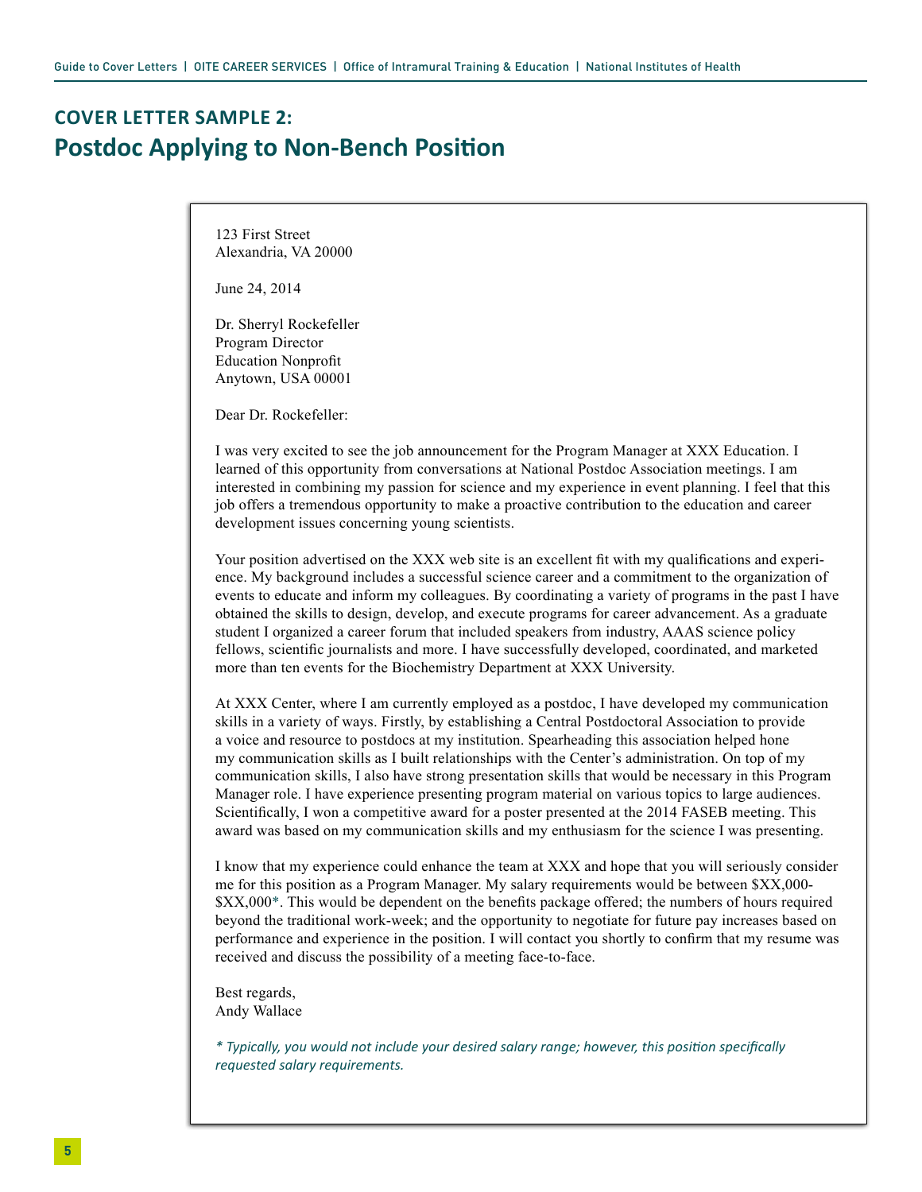## COVER LETTER SAMPLE 2:
# Postdoc Applying to Non-Bench Position

123 First Street
Alexandria, VA 20000

June 24, 2014

Dr. Sherryl Rockefeller
Program Director
Education Nonprofit
Anytown, USA 00001

Dear Dr. Rockefeller:

I was very excited to see the job announcement for the Program Manager at XXX Education. I learned of this opportunity from conversations at National Postdoc Association meetings. I am interested in combining my passion for science and my experience in event planning. I feel that this job offers a tremendous opportunity to make a proactive contribution to the education and career development issues concerning young scientists.

Your position advertised on the XXX web site is an excellent fit with my qualifications and experience. My background includes a successful science career and a commitment to the organization of events to educate and inform my colleagues. By coordinating a variety of programs in the past I have obtained the skills to design, develop, and execute programs for career advancement. As a graduate student I organized a career forum that included speakers from industry, AAAS science policy fellows, scientific journalists and more. I have successfully developed, coordinated, and marketed more than ten events for the Biochemistry Department at XXX University.

At XXX Center, where I am currently employed as a postdoc, I have developed my communication skills in a variety of ways. Firstly, by establishing a Central Postdoctoral Association to provide a voice and resource to postdocs at my institution. Spearheading this association helped hone my communication skills as I built relationships with the Center's administration. On top of my communication skills, I also have strong presentation skills that would be necessary in this Program Manager role. I have experience presenting program material on various topics to large audiences. Scientifically, I won a competitive award for a poster presented at the 2014 FASEB meeting. This award was based on my communication skills and my enthusiasm for the science I was presenting.

I know that my experience could enhance the team at XXX and hope that you will seriously consider me for this position as a Program Manager. My salary requirements would be between $XX,000-$XX,000*. This would be dependent on the benefits package offered; the numbers of hours required beyond the traditional work-week; and the opportunity to negotiate for future pay increases based on performance and experience in the position. I will contact you shortly to confirm that my resume was received and discuss the possibility of a meeting face-to-face.

Best regards,
Andy Wallace

*\* Typically, you would not include your desired salary range; however, this position specifically requested salary requirements.*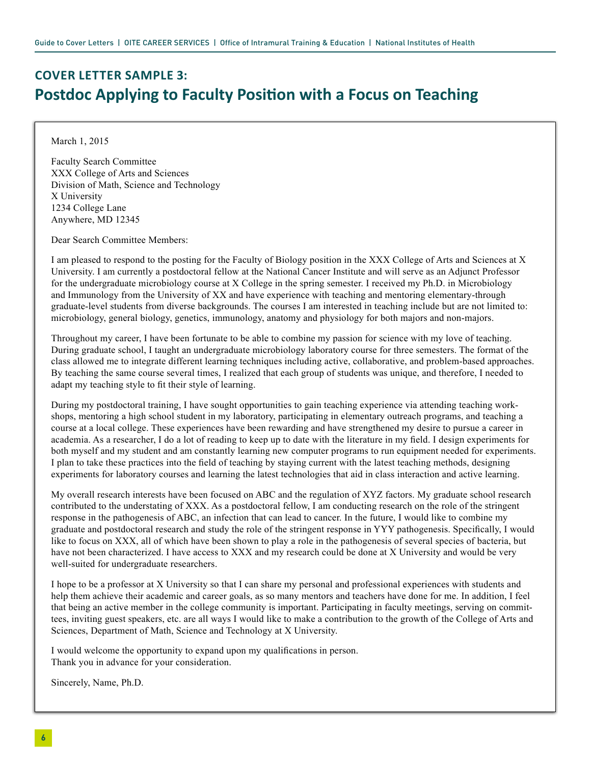## COVER LETTER SAMPLE 3:
# Postdoc Applying to Faculty Position with a Focus on Teaching

March 1, 2015

Faculty Search Committee
XXX College of Arts and Sciences
Division of Math, Science and Technology
X University
1234 College Lane
Anywhere, MD 12345

Dear Search Committee Members:

I am pleased to respond to the posting for the Faculty of Biology position in the XXX College of Arts and Sciences at X University. I am currently a postdoctoral fellow at the National Cancer Institute and will serve as an Adjunct Professor for the undergraduate microbiology course at X College in the spring semester. I received my Ph.D. in Microbiology and Immunology from the University of XX and have experience with teaching and mentoring elementary-through graduate-level students from diverse backgrounds. The courses I am interested in teaching include but are not limited to: microbiology, general biology, genetics, immunology, anatomy and physiology for both majors and non-majors.

Throughout my career, I have been fortunate to be able to combine my passion for science with my love of teaching. During graduate school, I taught an undergraduate microbiology laboratory course for three semesters. The format of the class allowed me to integrate different learning techniques including active, collaborative, and problem-based approaches. By teaching the same course several times, I realized that each group of students was unique, and therefore, I needed to adapt my teaching style to fit their style of learning.

During my postdoctoral training, I have sought opportunities to gain teaching experience via attending teaching workshops, mentoring a high school student in my laboratory, participating in elementary outreach programs, and teaching a course at a local college. These experiences have been rewarding and have strengthened my desire to pursue a career in academia. As a researcher, I do a lot of reading to keep up to date with the literature in my field. I design experiments for both myself and my student and am constantly learning new computer programs to run equipment needed for experiments. I plan to take these practices into the field of teaching by staying current with the latest teaching methods, designing experiments for laboratory courses and learning the latest technologies that aid in class interaction and active learning.

My overall research interests have been focused on ABC and the regulation of XYZ factors. My graduate school research contributed to the understating of XXX. As a postdoctoral fellow, I am conducting research on the role of the stringent response in the pathogenesis of ABC, an infection that can lead to cancer. In the future, I would like to combine my graduate and postdoctoral research and study the role of the stringent response in YYY pathogenesis. Specifically, I would like to focus on XXX, all of which have been shown to play a role in the pathogenesis of several species of bacteria, but have not been characterized. I have access to XXX and my research could be done at X University and would be very well-suited for undergraduate researchers.

I hope to be a professor at X University so that I can share my personal and professional experiences with students and help them achieve their academic and career goals, as so many mentors and teachers have done for me. In addition, I feel that being an active member in the college community is important. Participating in faculty meetings, serving on committees, inviting guest speakers, etc. are all ways I would like to make a contribution to the growth of the College of Arts and Sciences, Department of Math, Science and Technology at X University.

I would welcome the opportunity to expand upon my qualifications in person.
Thank you in advance for your consideration.

Sincerely, Name, Ph.D.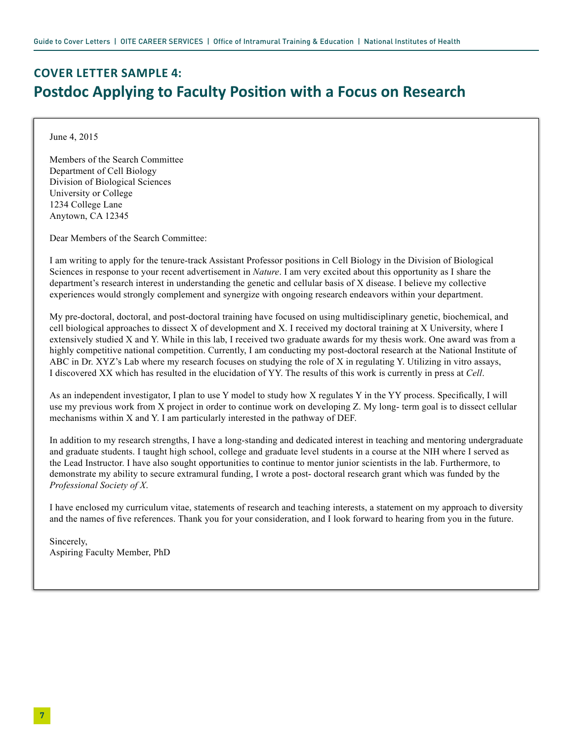## COVER LETTER SAMPLE 4:
# Postdoc Applying to Faculty Position with a Focus on Research

June 4, 2015

Members of the Search Committee
Department of Cell Biology
Division of Biological Sciences
University or College
1234 College Lane
Anytown, CA 12345

Dear Members of the Search Committee:

I am writing to apply for the tenure-track Assistant Professor positions in Cell Biology in the Division of Biological Sciences in response to your recent advertisement in *Nature*. I am very excited about this opportunity as I share the department's research interest in understanding the genetic and cellular basis of X disease. I believe my collective experiences would strongly complement and synergize with ongoing research endeavors within your department.

My pre-doctoral, doctoral, and post-doctoral training have focused on using multidisciplinary genetic, biochemical, and cell biological approaches to dissect X of development and X. I received my doctoral training at X University, where I extensively studied X and Y. While in this lab, I received two graduate awards for my thesis work. One award was from a highly competitive national competition. Currently, I am conducting my post-doctoral research at the National Institute of ABC in Dr. XYZ's Lab where my research focuses on studying the role of X in regulating Y. Utilizing in vitro assays, I discovered XX which has resulted in the elucidation of YY. The results of this work is currently in press at *Cell*.

As an independent investigator, I plan to use Y model to study how X regulates Y in the YY process. Specifically, I will use my previous work from X project in order to continue work on developing Z. My long- term goal is to dissect cellular mechanisms within X and Y. I am particularly interested in the pathway of DEF.

In addition to my research strengths, I have a long-standing and dedicated interest in teaching and mentoring undergraduate and graduate students. I taught high school, college and graduate level students in a course at the NIH where I served as the Lead Instructor. I have also sought opportunities to continue to mentor junior scientists in the lab. Furthermore, to demonstrate my ability to secure extramural funding, I wrote a post- doctoral research grant which was funded by the *Professional Society of X*.

I have enclosed my curriculum vitae, statements of research and teaching interests, a statement on my approach to diversity and the names of five references. Thank you for your consideration, and I look forward to hearing from you in the future.

Sincerely,
Aspiring Faculty Member, PhD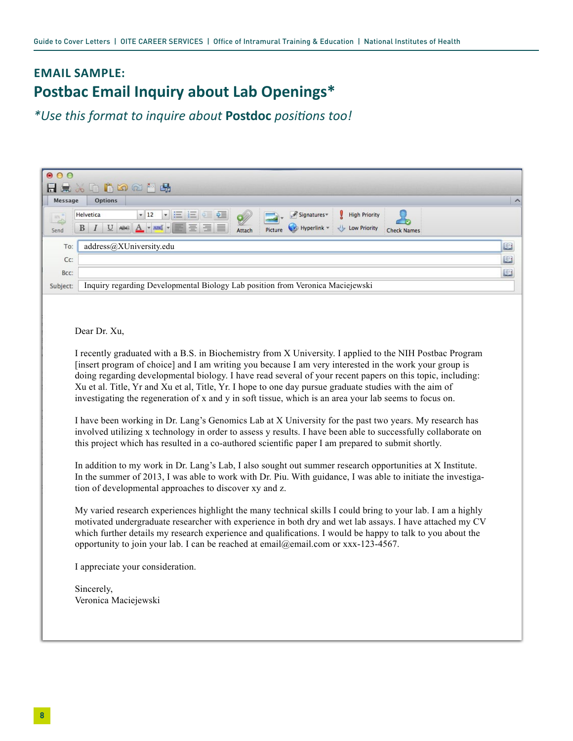## EMAIL SAMPLE:

# Postbac Email Inquiry about Lab Openings*

*\*Use this format to inquire about **Postdoc** positions too!*

To: address@XUniversity.edu

Cc:

Bcc:

Subject: Inquiry regarding Developmental Biology Lab position from Veronica Maciejewski

Dear Dr. Xu,

I recently graduated with a B.S. in Biochemistry from X University. I applied to the NIH Postbac Program [insert program of choice] and I am writing you because I am very interested in the work your group is doing regarding developmental biology. I have read several of your recent papers on this topic, including: Xu et al. Title, Yr and Xu et al, Title, Yr. I hope to one day pursue graduate studies with the aim of investigating the regeneration of x and y in soft tissue, which is an area your lab seems to focus on.

I have been working in Dr. Lang's Genomics Lab at X University for the past two years. My research has involved utilizing x technology in order to assess y results. I have been able to successfully collaborate on this project which has resulted in a co-authored scientific paper I am prepared to submit shortly.

In addition to my work in Dr. Lang's Lab, I also sought out summer research opportunities at X Institute. In the summer of 2013, I was able to work with Dr. Piu. With guidance, I was able to initiate the investigation of developmental approaches to discover xy and z.

My varied research experiences highlight the many technical skills I could bring to your lab. I am a highly motivated undergraduate researcher with experience in both dry and wet lab assays. I have attached my CV which further details my research experience and qualifications. I would be happy to talk to you about the opportunity to join your lab. I can be reached at email@email.com or xxx-123-4567.

I appreciate your consideration.

Sincerely,
Veronica Maciejewski